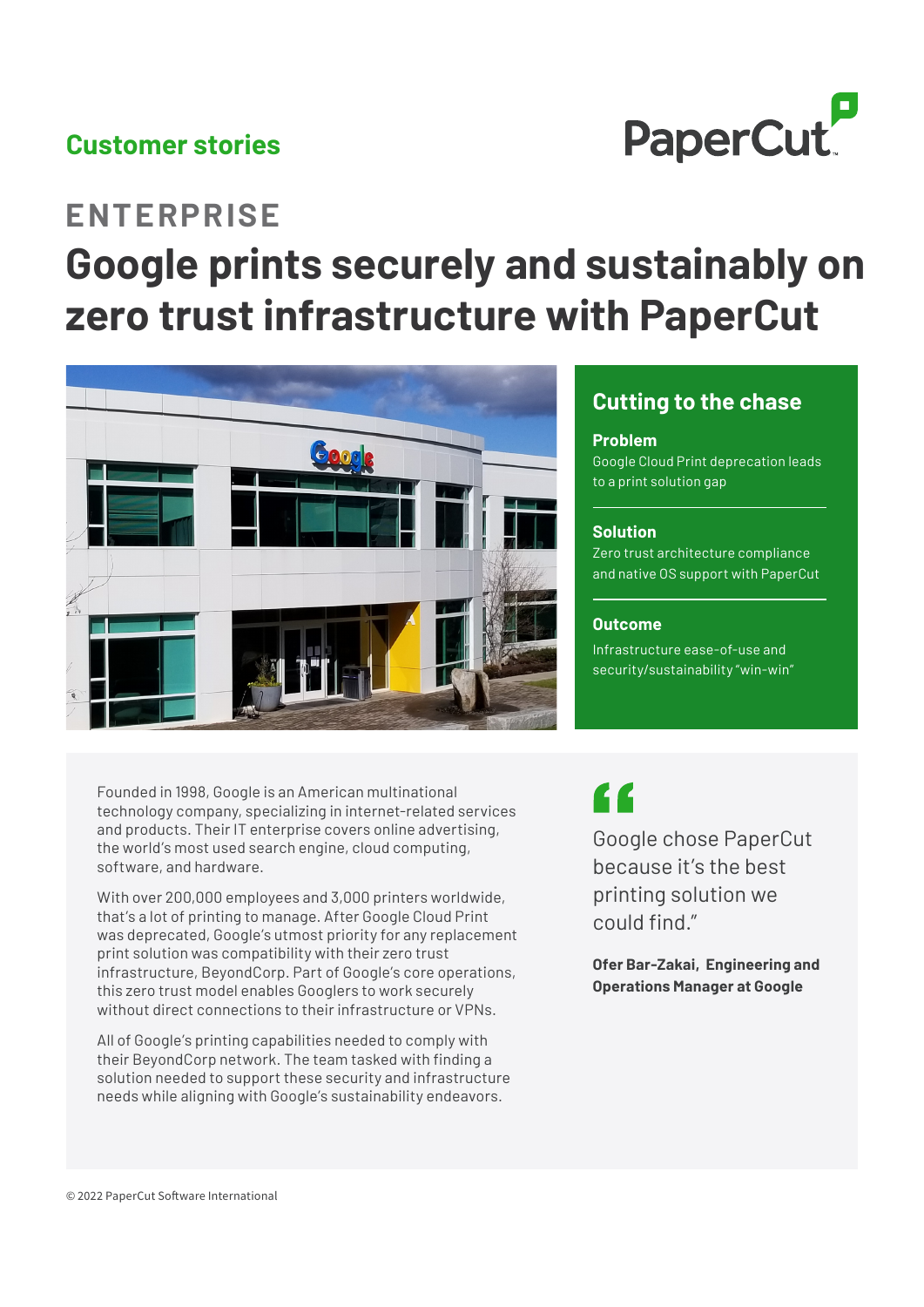Customer stories

PaperCut

ENTERPRISE

# Google prints securely and sustainably on zero trust infrastructure with PaperCut

## Cutting to the chase

**Problem**

Google Cloud Print deprecation leads to a print solution gap

**Solution**

Zero trust architecture compliance and native OS support with PaperCut

**Outcome**

Infrastructure ease-of-use and security/sustainability "win-win"

Founded in 1998, Google is an American multinational technology company, specializing in internet-related services and products. Their IT enterprise covers online advertising, the world's most used search engine, cloud computing, software, and hardware.

With over 200,000 employees and 3,000 printers worldwide, that's a lot of printing to manage. After Google Cloud Print was deprecated, Google's utmost priority for any replacement print solution was compatibility with their zero trust infrastructure, BeyondCorp. Part of Google's core operations, this zero trust model enables Googlers to work securely without direct connections to their infrastructure or VPNs.

All of Google's printing capabilities needed to comply with their BeyondCorp network. The team tasked with finding a solution needed to support these security and infrastructure needs while aligning with Google's sustainability endeavors.

> "Google chose PaperCut because it's the best printing solution we could find."
>
> **Ofer Bar-Zakai, Engineering and Operations Manager at Google**

© 2022 PaperCut Software International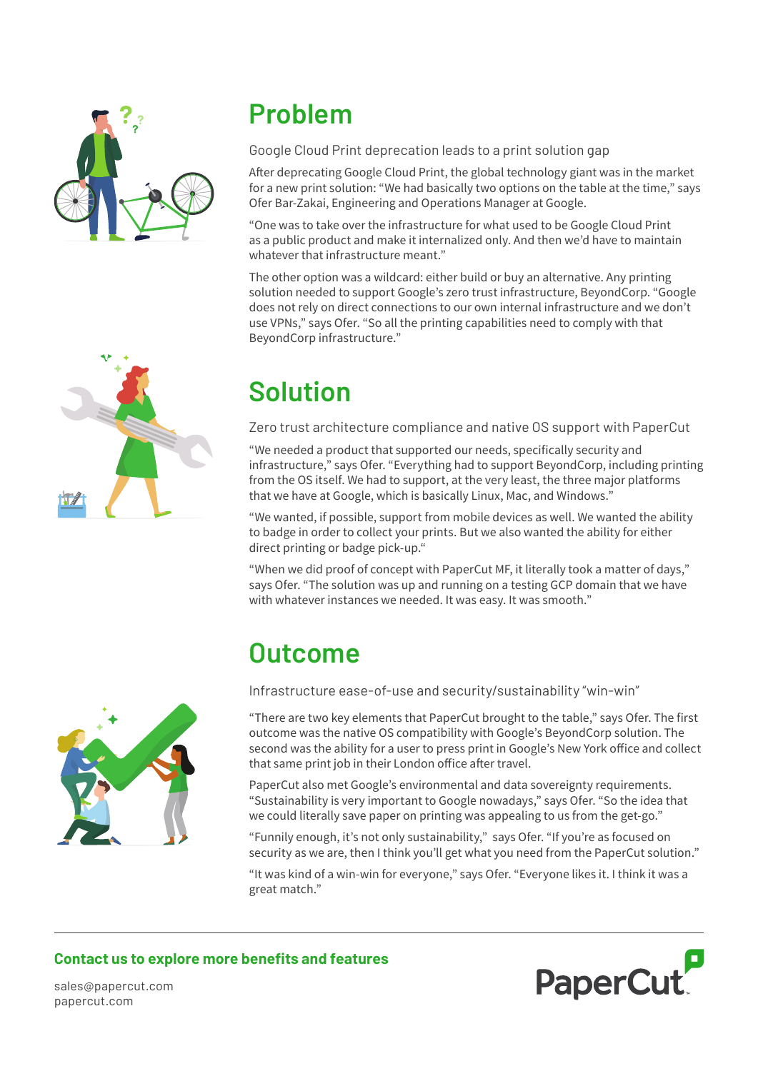## Problem

Google Cloud Print deprecation leads to a print solution gap

After deprecating Google Cloud Print, the global technology giant was in the market for a new print solution: "We had basically two options on the table at the time," says Ofer Bar-Zakai, Engineering and Operations Manager at Google.

"One was to take over the infrastructure for what used to be Google Cloud Print as a public product and make it internalized only. And then we'd have to maintain whatever that infrastructure meant."

The other option was a wildcard: either build or buy an alternative. Any printing solution needed to support Google's zero trust infrastructure, BeyondCorp. "Google does not rely on direct connections to our own internal infrastructure and we don't use VPNs," says Ofer. "So all the printing capabilities need to comply with that BeyondCorp infrastructure."

## Solution

Zero trust architecture compliance and native OS support with PaperCut

"We needed a product that supported our needs, specifically security and infrastructure," says Ofer. "Everything had to support BeyondCorp, including printing from the OS itself. We had to support, at the very least, the three major platforms that we have at Google, which is basically Linux, Mac, and Windows."

"We wanted, if possible, support from mobile devices as well. We wanted the ability to badge in order to collect your prints. But we also wanted the ability for either direct printing or badge pick-up."

"When we did proof of concept with PaperCut MF, it literally took a matter of days," says Ofer. "The solution was up and running on a testing GCP domain that we have with whatever instances we needed. It was easy. It was smooth."

## Outcome

Infrastructure ease-of-use and security/sustainability "win-win"

"There are two key elements that PaperCut brought to the table," says Ofer. The first outcome was the native OS compatibility with Google's BeyondCorp solution. The second was the ability for a user to press print in Google's New York office and collect that same print job in their London office after travel.

PaperCut also met Google's environmental and data sovereignty requirements. "Sustainability is very important to Google nowadays," says Ofer. "So the idea that we could literally save paper on printing was appealing to us from the get-go."

"Funnily enough, it's not only sustainability," says Ofer. "If you're as focused on security as we are, then I think you'll get what you need from the PaperCut solution."

"It was kind of a win-win for everyone," says Ofer. "Everyone likes it. I think it was a great match."

---

**Contact us to explore more benefits and features**

sales@papercut.com
papercut.com

PaperCut